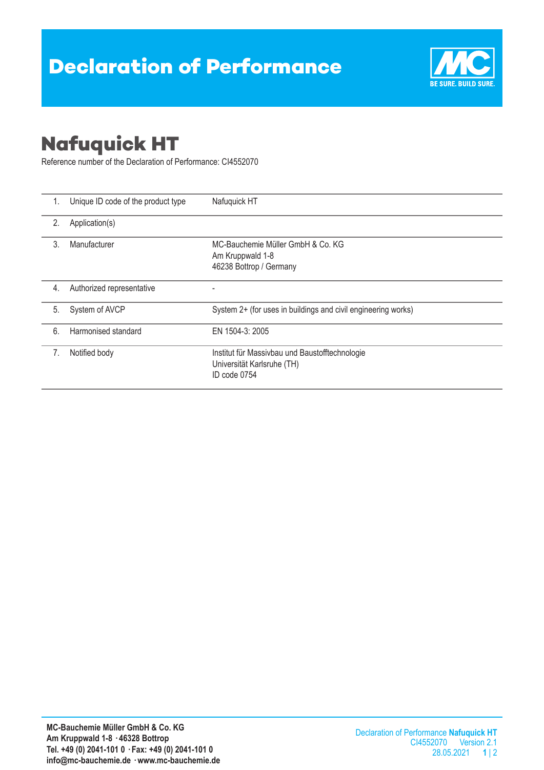# Declaration of Performance

## Nafuquick HT

Reference number of the Declaration of Performance: CI4552070

| | | |
|---|---|---|
| 1. | Unique ID code of the product type | Nafuquick HT |
| 2. | Application(s) | |
| 3. | Manufacturer | MC-Bauchemie Müller GmbH & Co. KG<br>Am Kruppwald 1-8<br>46238 Bottrop / Germany |
| 4. | Authorized representative | - |
| 5. | System of AVCP | System 2+ (for uses in buildings and civil engineering works) |
| 6. | Harmonised standard | EN 1504-3: 2005 |
| 7. | Notified body | Institut für Massivbau und Baustofftechnologie<br>Universität Karlsruhe (TH)<br>ID code 0754 |

**MC-Bauchemie Müller GmbH & Co. KG**
**Am Kruppwald 1-8 · 46328 Bottrop**
**Tel. +49 (0) 2041-101 0 · Fax: +49 (0) 2041-101 0**
**info@mc-bauchemie.de · www.mc-bauchemie.de**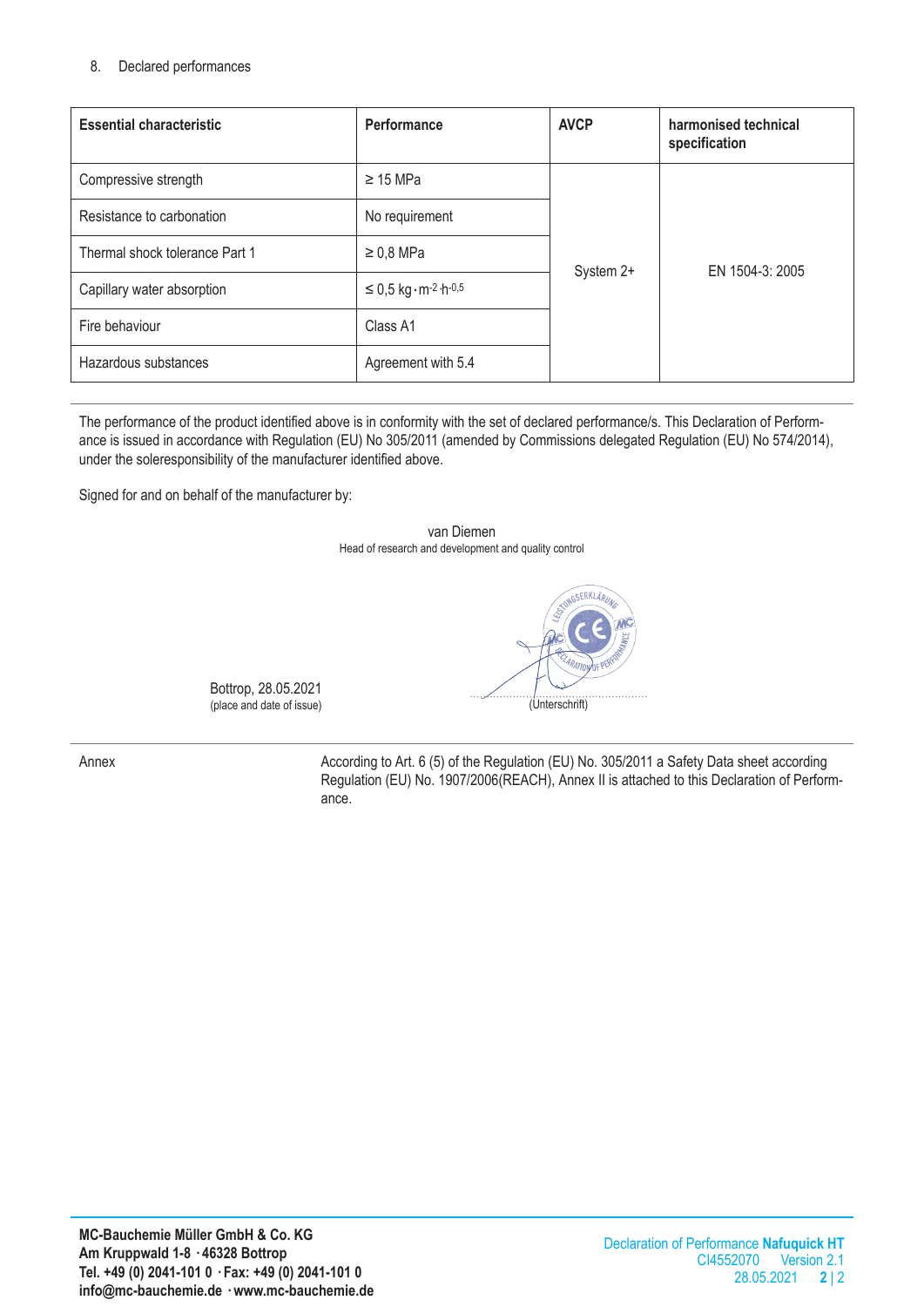8. Declared performances

| Essential characteristic | Performance | AVCP | harmonised technical specification |
|---|---|---|---|
| Compressive strength | ≥ 15 MPa | System 2+ | EN 1504-3: 2005 |
| Resistance to carbonation | No requirement | | |
| Thermal shock tolerance Part 1 | ≥ 0,8 MPa | | |
| Capillary water absorption | ≤ 0,5 $kg \cdot m^{-2} \cdot h^{-0,5}$ | | |
| Fire behaviour | Class A1 | | |
| Hazardous substances | Agreement with 5.4 | | |

The performance of the product identified above is in conformity with the set of declared performance/s. This Declaration of Performance is issued in accordance with Regulation (EU) No 305/2011 (amended by Commissions delegated Regulation (EU) No 574/2014), under the soleresponsibility of the manufacturer identified above.

Signed for and on behalf of the manufacturer by:

van Diemen
Head of research and development and quality control

Bottrop, 28.05.2021
(place and date of issue)

(Unterschrift)

Annex

According to Art. 6 (5) of the Regulation (EU) No. 305/2011 a Safety Data sheet according Regulation (EU) No. 1907/2006(REACH), Annex II is attached to this Declaration of Performance.

**MC-Bauchemie Müller GmbH & Co. KG**
**Am Kruppwald 1-8 · 46328 Bottrop**
**Tel. +49 (0) 2041-101 0 · Fax: +49 (0) 2041-101 0**
**info@mc-bauchemie.de · www.mc-bauchemie.de**

Declaration of Performance **Nafuquick HT**
CI4552070 Version 2.1
28.05.2021